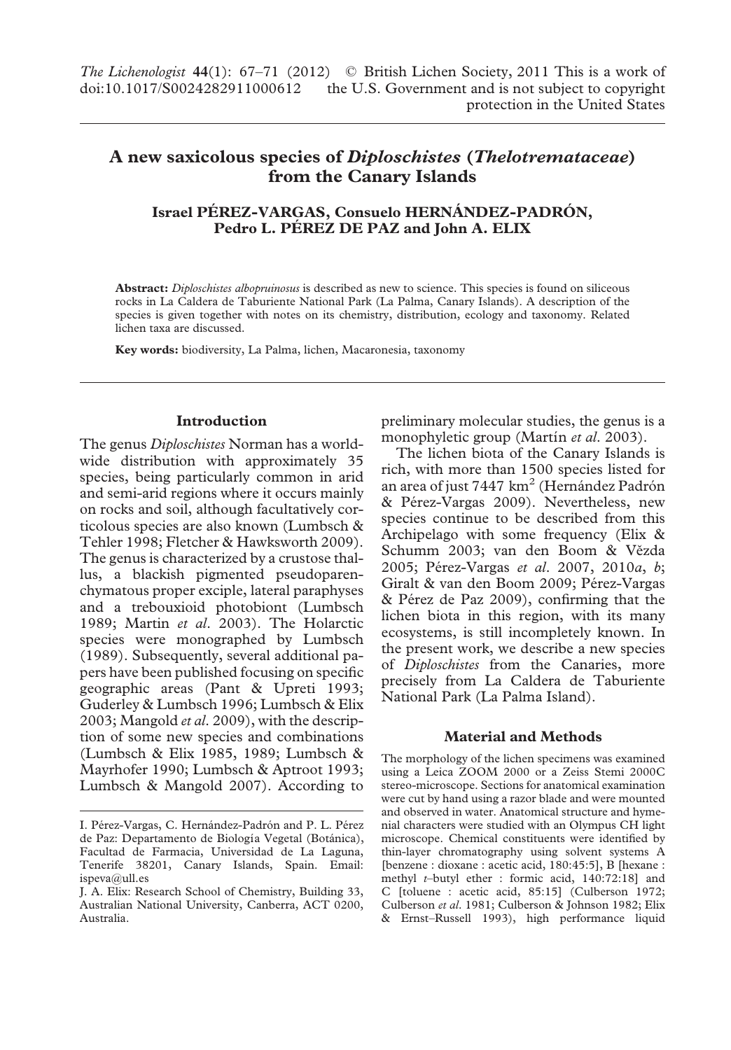# A new saxicolous species of *Diploschistes* (*Thelotremataceae*) from the Canary Islands

**Israel PÉREZ-VARGAS, Consuelo HERNÁNDEZ-PADRÓN, Pedro L. PÉREZ DE PAZ and John A. ELIX**

**Abstract:** *Diploschistes albopruinosus* is described as new to science. This species is found on siliceous rocks in La Caldera de Taburiente National Park (La Palma, Canary Islands). A description of the species is given together with notes on its chemistry, distribution, ecology and taxonomy. Related lichen taxa are discussed.

**Key words:** biodiversity, La Palma, lichen, Macaronesia, taxonomy

## Introduction

The genus *Diploschistes* Norman has a worldwide distribution with approximately 35 species, being particularly common in arid and semi-arid regions where it occurs mainly on rocks and soil, although facultatively corticolous species are also known (Lumbsch & Tehler 1998; Fletcher & Hawksworth 2009). The genus is characterized by a crustose thallus, a blackish pigmented pseudoparenchymatous proper exciple, lateral paraphyses and a trebouxioid photobiont (Lumbsch 1989; Martin *et al*. 2003). The Holarctic species were monographed by Lumbsch (1989). Subsequently, several additional papers have been published focusing on specific geographic areas (Pant & Upreti 1993; Guderley & Lumbsch 1996; Lumbsch & Elix 2003; Mangold *et al*. 2009), with the description of some new species and combinations (Lumbsch & Elix 1985, 1989; Lumbsch & Mayrhofer 1990; Lumbsch & Aptroot 1993; Lumbsch & Mangold 2007). According to preliminary molecular studies, the genus is a monophyletic group (Martín *et al*. 2003).

The lichen biota of the Canary Islands is rich, with more than 1500 species listed for an area of just 7447 km$^2$ (Hernández Padrón & Pérez-Vargas 2009). Nevertheless, new species continue to be described from this Archipelago with some frequency (Elix & Schumm 2003; van den Boom & Vězda 2005; Pérez-Vargas *et al*. 2007, 2010*a*, *b*; Giralt & van den Boom 2009; Pérez-Vargas & Pérez de Paz 2009), confirming that the lichen biota in this region, with its many ecosystems, is still incompletely known. In the present work, we describe a new species of *Diploschistes* from the Canaries, more precisely from La Caldera de Taburiente National Park (La Palma Island).

## Material and Methods

The morphology of the lichen specimens was examined using a Leica ZOOM 2000 or a Zeiss Stemi 2000C stereo-microscope. Sections for anatomical examination were cut by hand using a razor blade and were mounted and observed in water. Anatomical structure and hymenial characters were studied with an Olympus CH light microscope. Chemical constituents were identified by thin-layer chromatography using solvent systems A [benzene : dioxane : acetic acid, 180:45:5], B [hexane : methyl *t*–butyl ether : formic acid, 140:72:18] and C [toluene : acetic acid, 85:15] (Culberson 1972; Culberson *et al*. 1981; Culberson & Johnson 1982; Elix & Ernst–Russell 1993), high performance liquid

I. Pérez-Vargas, C. Hernández-Padrón and P. L. Pérez de Paz: Departamento de Biología Vegetal (Botánica), Facultad de Farmacia, Universidad de La Laguna, Tenerife 38201, Canary Islands, Spain. Email: ispeva@ull.es

J. A. Elix: Research School of Chemistry, Building 33, Australian National University, Canberra, ACT 0200, Australia.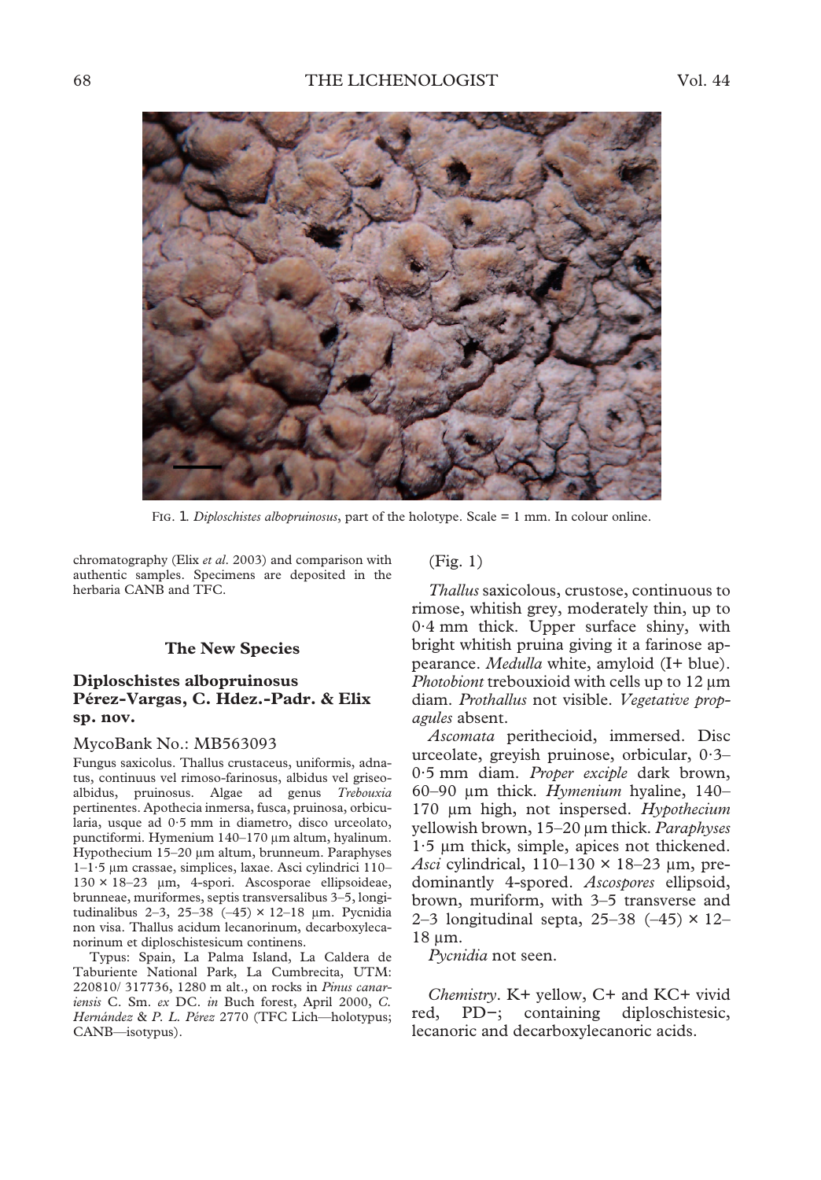FIG. 1. *Diploschistes albopruinosus*, part of the holotype. Scale = 1 mm. In colour online.

chromatography (Elix *et al*. 2003) and comparison with authentic samples. Specimens are deposited in the herbaria CANB and TFC.

## The New Species

### Diploschistes albopruinosus Pérez-Vargas, C. Hdez.-Padr. & Elix sp. nov.

MycoBank No.: MB563093

Fungus saxicolus. Thallus crustaceus, uniformis, adnatus, continuus vel rimoso-farinosus, albidus vel griseoalbidus, pruinosus. Algae ad genus *Trebouxia* pertinentes. Apothecia inmersa, fusca, pruinosa, orbicularia, usque ad 0·5 mm in diametro, disco urceolato, punctiformi. Hymenium 140–170 μm altum, hyalinum. Hypothecium 15–20 μm altum, brunneum. Paraphyses 1–1·5 μm crassae, simplices, laxae. Asci cylindrici 110–130 × 18–23 μm, 4-spori. Ascosporae ellipsoideae, brunneae, muriformes, septis transversalibus 3–5, longitudinalibus 2–3, 25–38 (–45) × 12–18 μm. Pycnidia non visa. Thallus acidum lecanorinum, decarboxylecanorinum et diploschistesicum continens.

Typus: Spain, La Palma Island, La Caldera de Taburiente National Park, La Cumbrecita, UTM: 220810/ 317736, 1280 m alt., on rocks in *Pinus canariensis* C. Sm. *ex* DC. *in* Buch forest, April 2000, *C. Hernández* & *P. L. Pérez* 2770 (TFC Lich—holotypus; CANB—isotypus).

(Fig. 1)

*Thallus* saxicolous, crustose, continuous to rimose, whitish grey, moderately thin, up to 0·4 mm thick. Upper surface shiny, with bright whitish pruina giving it a farinose appearance. *Medulla* white, amyloid (I+ blue). *Photobiont* trebouxioid with cells up to 12 μm diam. *Prothallus* not visible. *Vegetative propagules* absent.

*Ascomata* perithecioid, immersed. Disc urceolate, greyish pruinose, orbicular, 0·3–0·5 mm diam. *Proper exciple* dark brown, 60–90 μm thick. *Hymenium* hyaline, 140–170 μm high, not inspersed. *Hypothecium* yellowish brown, 15–20 μm thick. *Paraphyses* 1·5 μm thick, simple, apices not thickened. *Asci* cylindrical, 110–130 × 18–23 μm, predominantly 4-spored. *Ascospores* ellipsoid, brown, muriform, with 3–5 transverse and 2–3 longitudinal septa, 25–38 (–45) × 12–18 μm.

*Pycnidia* not seen.

*Chemistry*. K+ yellow, C+ and KC+ vivid red, PD−; containing diploschistesic, lecanoric and decarboxylecanoric acids.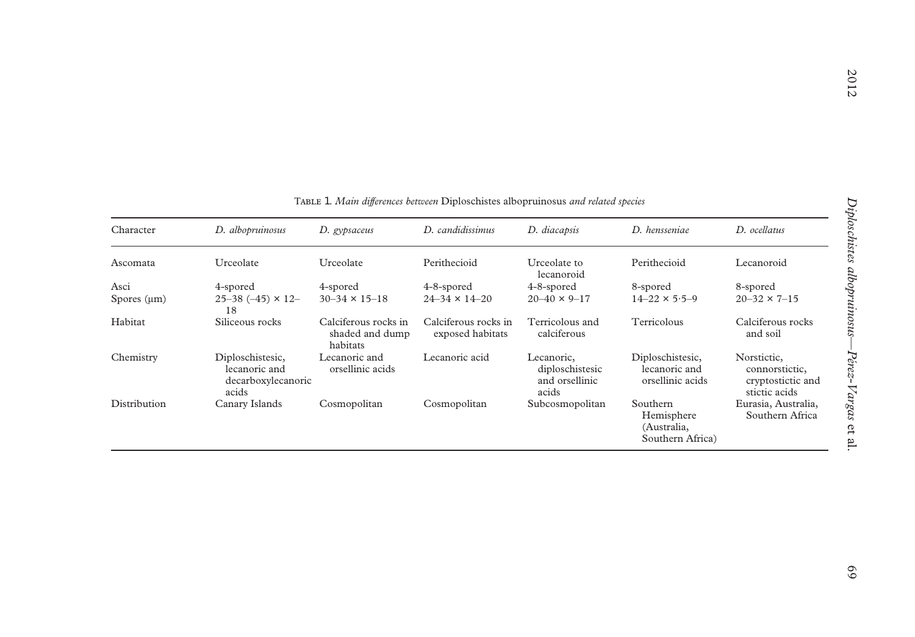Table 1. *Main differences between* Diploschistes albopruinosus *and related species*

| Character | *D. albopruinosus* | *D. gypsaceus* | *D. candidissimus* | *D. diacapsis* | *D. hensseniae* | *D. ocellatus* |
|---|---|---|---|---|---|---|
| Ascomata | Urceolate | Urceolate | Perithecioid | Urceolate to lecanoroid | Perithecioid | Lecanoroid |
| Asci | 4-spored | 4-spored | 4-8-spored | 4-8-spored | 8-spored | 8-spored |
| Spores (μm) | 25–38 (–45) × 12–18 | 30–34 × 15–18 | 24–34 × 14–20 | 20–40 × 9–17 | 14–22 × 5·5–9 | 20–32 × 7–15 |
| Habitat | Siliceous rocks | Calciferous rocks in shaded and dump habitats | Calciferous rocks in exposed habitats | Terricolous and calciferous | Terricolous | Calciferous rocks and soil |
| Chemistry | Diploschistesic, lecanoric and decarboxylecanoric acids | Lecanoric and orsellinic acids | Lecanoric acid | Lecanoric, diploschistesic and orsellinic acids | Diploschistesic, lecanoric and orsellinic acids | Norstictic, connorstictic, cryptostictic and stictic acids |
| Distribution | Canary Islands | Cosmopolitan | Cosmopolitan | Subcosmopolitan | Southern Hemisphere (Australia, Southern Africa) | Eurasia, Australia, Southern Africa |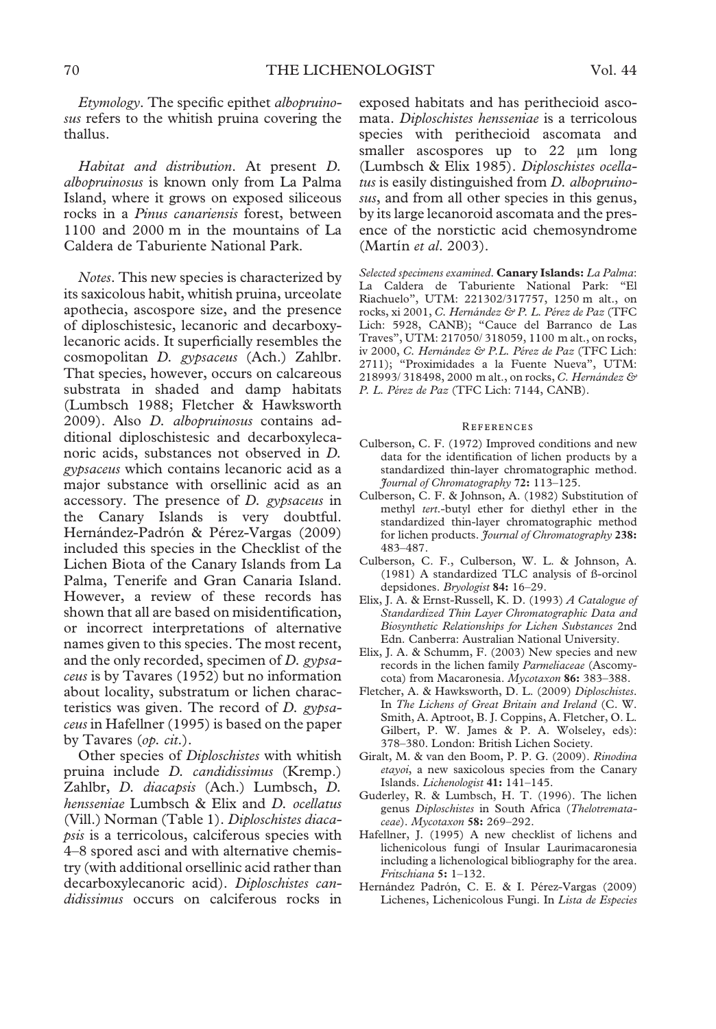*Etymology*. The specific epithet *albopruinosus* refers to the whitish pruina covering the thallus.

*Habitat and distribution*. At present *D. albopruinosus* is known only from La Palma Island, where it grows on exposed siliceous rocks in a *Pinus canariensis* forest, between 1100 and 2000 m in the mountains of La Caldera de Taburiente National Park.

*Notes*. This new species is characterized by its saxicolous habit, whitish pruina, urceolate apothecia, ascospore size, and the presence of diploschistesic, lecanoric and decarboxylecanoric acids. It superficially resembles the cosmopolitan *D. gypsaceus* (Ach.) Zahlbr. That species, however, occurs on calcareous substrata in shaded and damp habitats (Lumbsch 1988; Fletcher & Hawksworth 2009). Also *D. albopruinosus* contains additional diploschistesic and decarboxylecanoric acids, substances not observed in *D. gypsaceus* which contains lecanoric acid as a major substance with orsellinic acid as an accessory. The presence of *D. gypsaceus* in the Canary Islands is very doubtful. Hernández-Padrón & Pérez-Vargas (2009) included this species in the Checklist of the Lichen Biota of the Canary Islands from La Palma, Tenerife and Gran Canaria Island. However, a review of these records has shown that all are based on misidentification, or incorrect interpretations of alternative names given to this species. The most recent, and the only recorded, specimen of *D. gypsaceus* is by Tavares (1952) but no information about locality, substratum or lichen characteristics was given. The record of *D. gypsaceus* in Hafellner (1995) is based on the paper by Tavares (*op. cit.*).

Other species of *Diploschistes* with whitish pruina include *D. candidissimus* (Kremp.) Zahlbr, *D. diacapsis* (Ach.) Lumbsch, *D. hensseniae* Lumbsch & Elix and *D. ocellatus* (Vill.) Norman (Table 1). *Diploschistes diacapsis* is a terricolous, calciferous species with 4–8 spored asci and with alternative chemistry (with additional orsellinic acid rather than decarboxylecanoric acid). *Diploschistes candidissimus* occurs on calciferous rocks in exposed habitats and has perithecioid ascomata. *Diploschistes hensseniae* is a terricolous species with perithecioid ascomata and smaller ascospores up to 22 µm long (Lumbsch & Elix 1985). *Diploschistes ocellatus* is easily distinguished from *D. albopruinosus*, and from all other species in this genus, by its large lecanoroid ascomata and the presence of the norstictic acid chemosyndrome (Martín *et al*. 2003).

*Selected specimens examined*. **Canary Islands:** *La Palma*: La Caldera de Taburiente National Park: "El Riachuelo", UTM: 221302/317757, 1250 m alt., on rocks, xi 2001, *C. Hernández & P. L. Pérez de Paz* (TFC Lich: 5928, CANB); "Cauce del Barranco de Las Traves", UTM: 217050/ 318059, 1100 m alt., on rocks, iv 2000, *C. Hernández & P.L. Pérez de Paz* (TFC Lich: 2711); "Proximidades a la Fuente Nueva", UTM: 218993/ 318498, 2000 m alt., on rocks, *C. Hernández & P. L. Pérez de Paz* (TFC Lich: 7144, CANB).

## References

Culberson, C. F. (1972) Improved conditions and new data for the identification of lichen products by a standardized thin-layer chromatographic method. *Journal of Chromatography* **72:** 113–125.

Culberson, C. F. & Johnson, A. (1982) Substitution of methyl *tert*.-butyl ether for diethyl ether in the standardized thin-layer chromatographic method for lichen products. *Journal of Chromatography* **238:** 483–487.

Culberson, C. F., Culberson, W. L. & Johnson, A. (1981) A standardized TLC analysis of ß-orcinol depsidones. *Bryologist* **84:** 16–29.

Elix, J. A. & Ernst-Russell, K. D. (1993) *A Catalogue of Standardized Thin Layer Chromatographic Data and Biosynthetic Relationships for Lichen Substances* 2nd Edn. Canberra: Australian National University.

Elix, J. A. & Schumm, F. (2003) New species and new records in the lichen family *Parmeliaceae* (Ascomycota) from Macaronesia. *Mycotaxon* **86:** 383–388.

Fletcher, A. & Hawksworth, D. L. (2009) *Diploschistes*. In *The Lichens of Great Britain and Ireland* (C. W. Smith, A. Aptroot, B. J. Coppins, A. Fletcher, O. L. Gilbert, P. W. James & P. A. Wolseley, eds): 378–380. London: British Lichen Society.

Giralt, M. & van den Boom, P. P. G. (2009). *Rinodina etayoi*, a new saxicolous species from the Canary Islands. *Lichenologist* **41:** 141–145.

Guderley, R. & Lumbsch, H. T. (1996). The lichen genus *Diploschistes* in South Africa (*Thelotremataceae*). *Mycotaxon* **58:** 269–292.

Hafellner, J. (1995) A new checklist of lichens and lichenicolous fungi of Insular Laurimacaronesia including a lichenological bibliography for the area. *Fritschiana* **5:** 1–132.

Hernández Padrón, C. E. & I. Pérez-Vargas (2009) Lichenes, Lichenicolous Fungi. In *Lista de Especies*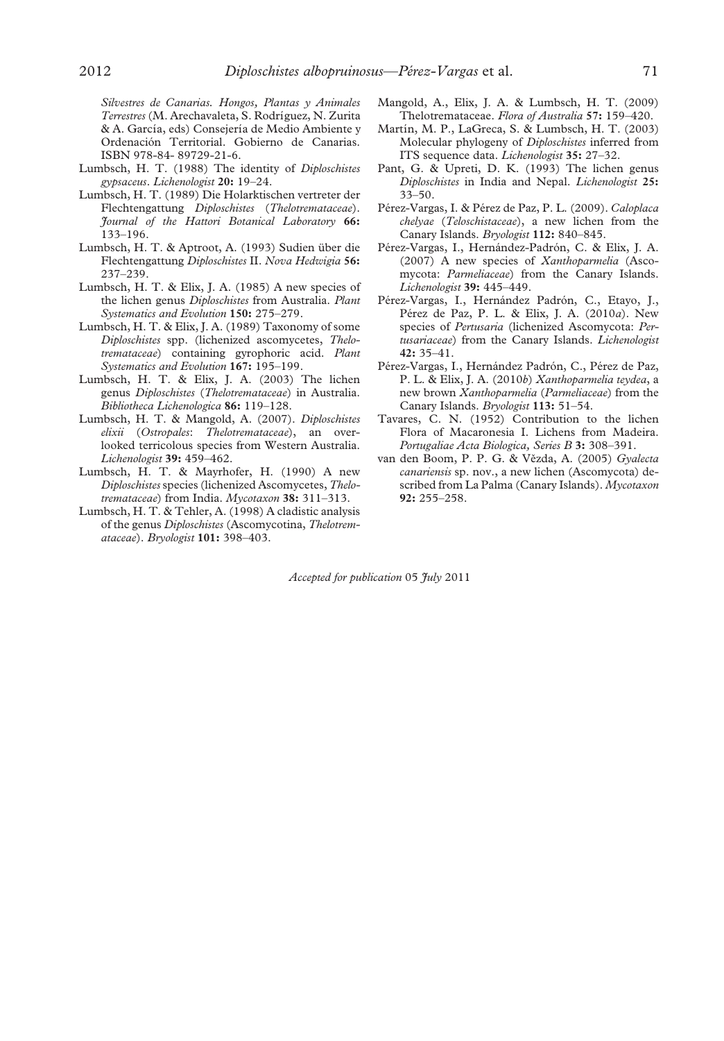*Silvestres de Canarias. Hongos, Plantas y Animales Terrestres* (M. Arechavaleta, S. Rodríguez, N. Zurita & A. García, eds) Consejería de Medio Ambiente y Ordenación Territorial. Gobierno de Canarias. ISBN 978-84- 89729-21-6.

Lumbsch, H. T. (1988) The identity of *Diploschistes gypsaceus*. *Lichenologist* **20:** 19–24.

Lumbsch, H. T. (1989) Die Holarktischen vertreter der Flechtengattung *Diploschistes* (*Thelotremataceae*). *Journal of the Hattori Botanical Laboratory* **66:** 133–196.

Lumbsch, H. T. & Aptroot, A. (1993) Sudien über die Flechtengattung *Diploschistes* II. *Nova Hedwigia* **56:** 237–239.

Lumbsch, H. T. & Elix, J. A. (1985) A new species of the lichen genus *Diploschistes* from Australia. *Plant Systematics and Evolution* **150:** 275–279.

Lumbsch, H. T. & Elix, J. A. (1989) Taxonomy of some *Diploschistes* spp. (lichenized ascomycetes, *Thelotremataceae*) containing gyrophoric acid. *Plant Systematics and Evolution* **167:** 195–199.

Lumbsch, H. T. & Elix, J. A. (2003) The lichen genus *Diploschistes* (*Thelotremataceae*) in Australia. *Bibliotheca Lichenologica* **86:** 119–128.

Lumbsch, H. T. & Mangold, A. (2007). *Diploschistes elixii* (*Ostropales*: *Thelotremataceae*), an overlooked terricolous species from Western Australia. *Lichenologist* **39:** 459–462.

Lumbsch, H. T. & Mayrhofer, H. (1990) A new *Diploschistes* species (lichenized Ascomycetes, *Thelotremataceae*) from India. *Mycotaxon* **38:** 311–313.

Lumbsch, H. T. & Tehler, A. (1998) A cladistic analysis of the genus *Diploschistes* (Ascomycotina, *Thelotremataceae*). *Bryologist* **101:** 398–403.

Mangold, A., Elix, J. A. & Lumbsch, H. T. (2009) Thelotremataceae. *Flora of Australia* **57:** 159–420.

Martín, M. P., LaGreca, S. & Lumbsch, H. T. (2003) Molecular phylogeny of *Diploschistes* inferred from ITS sequence data. *Lichenologist* **35:** 27–32.

Pant, G. & Upreti, D. K. (1993) The lichen genus *Diploschistes* in India and Nepal. *Lichenologist* **25:** 33–50.

Pérez-Vargas, I. & Pérez de Paz, P. L. (2009). *Caloplaca chelyae* (*Teloschistaceae*), a new lichen from the Canary Islands. *Bryologist* **112:** 840–845.

Pérez-Vargas, I., Hernández-Padrón, C. & Elix, J. A. (2007) A new species of *Xanthoparmelia* (Ascomycota: *Parmeliaceae*) from the Canary Islands. *Lichenologist* **39:** 445–449.

Pérez-Vargas, I., Hernández Padrón, C., Etayo, J., Pérez de Paz, P. L. & Elix, J. A. (2010*a*). New species of *Pertusaria* (lichenized Ascomycota: *Pertusariaceae*) from the Canary Islands. *Lichenologist* **42:** 35–41.

Pérez-Vargas, I., Hernández Padrón, C., Pérez de Paz, P. L. & Elix, J. A. (2010*b*) *Xanthoparmelia teydea*, a new brown *Xanthoparmelia* (*Parmeliaceae*) from the Canary Islands. *Bryologist* **113:** 51–54.

Tavares, C. N. (1952) Contribution to the lichen Flora of Macaronesia I. Lichens from Madeira. *Portugaliae Acta Biologica, Series B* **3:** 308–391.

van den Boom, P. P. G. & Vězda, A. (2005) *Gyalecta canariensis* sp. nov., a new lichen (Ascomycota) described from La Palma (Canary Islands). *Mycotaxon* **92:** 255–258.

*Accepted for publication* 05 *July* 2011